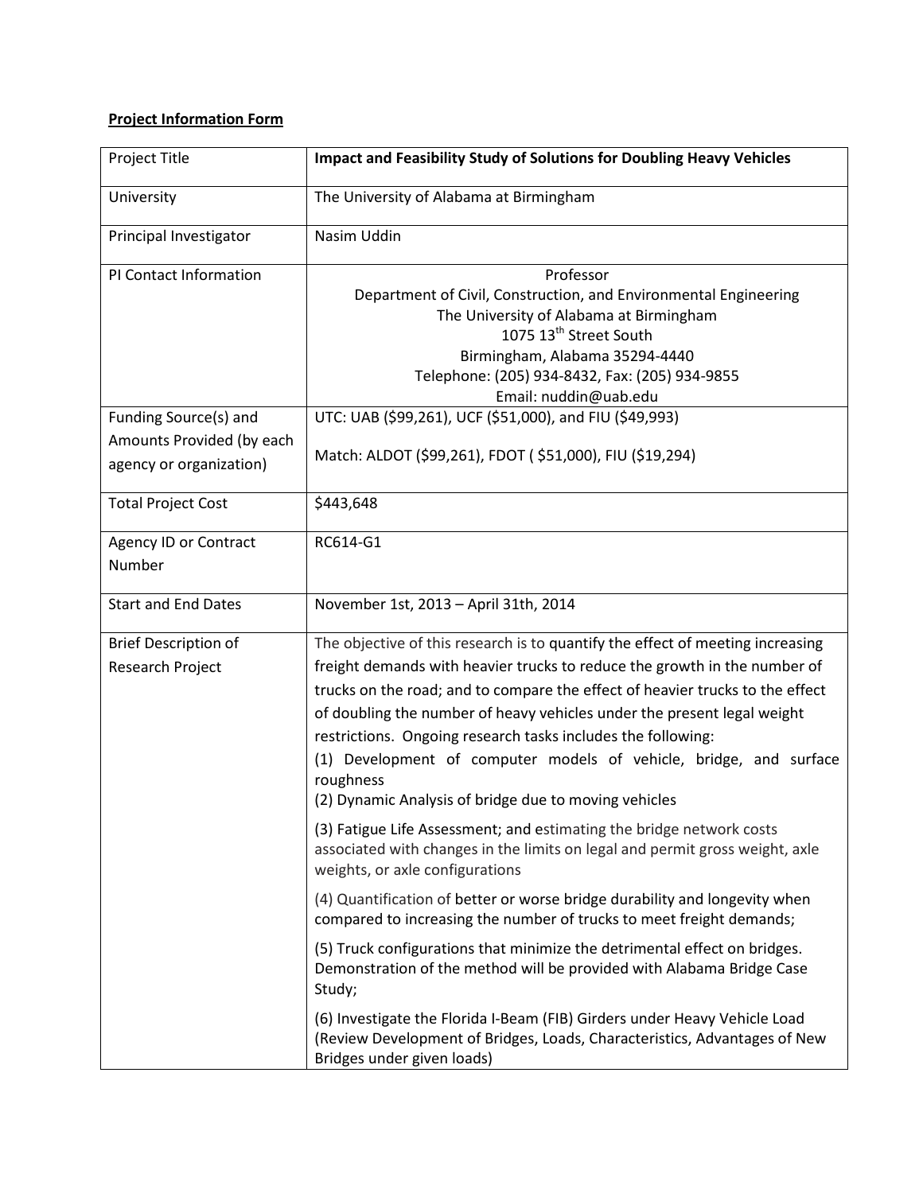**Project Information Form**

| Project Title | **Impact and Feasibility Study of Solutions for Doubling Heavy Vehicles** |
|---|---|
| University | The University of Alabama at Birmingham |
| Principal Investigator | Nasim Uddin |
| PI Contact Information | Professor<br>Department of Civil, Construction, and Environmental Engineering<br>The University of Alabama at Birmingham<br>1075 13th Street South<br>Birmingham, Alabama 35294-4440<br>Telephone: (205) 934-8432, Fax: (205) 934-9855<br>Email: nuddin@uab.edu |
| Funding Source(s) and Amounts Provided (by each agency or organization) | UTC: UAB ($99,261), UCF ($51,000), and FIU ($49,993)<br><br>Match: ALDOT ($99,261), FDOT ( $51,000), FIU ($19,294) |
| Total Project Cost | $443,648 |
| Agency ID or Contract Number | RC614-G1 |
| Start and End Dates | November 1st, 2013 – April 31th, 2014 |
| Brief Description of Research Project | The objective of this research is to quantify the effect of meeting increasing freight demands with heavier trucks to reduce the growth in the number of trucks on the road; and to compare the effect of heavier trucks to the effect of doubling the number of heavy vehicles under the present legal weight restrictions. Ongoing research tasks includes the following:<br>(1) Development of computer models of vehicle, bridge, and surface roughness<br>(2) Dynamic Analysis of bridge due to moving vehicles<br><br>(3) Fatigue Life Assessment; and estimating the bridge network costs associated with changes in the limits on legal and permit gross weight, axle weights, or axle configurations<br><br>(4) Quantification of better or worse bridge durability and longevity when compared to increasing the number of trucks to meet freight demands;<br><br>(5) Truck configurations that minimize the detrimental effect on bridges. Demonstration of the method will be provided with Alabama Bridge Case Study;<br><br>(6) Investigate the Florida I-Beam (FIB) Girders under Heavy Vehicle Load (Review Development of Bridges, Loads, Characteristics, Advantages of New Bridges under given loads) |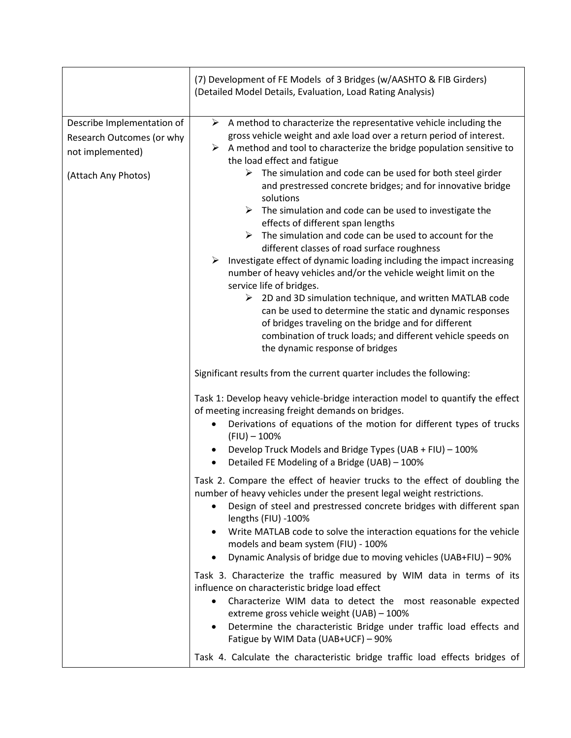| | |
|---|---|
| | (7) Development of FE Models of 3 Bridges (w/AASHTO & FIB Girders) (Detailed Model Details, Evaluation, Load Rating Analysis) |
| Describe Implementation of Research Outcomes (or why not implemented)<br><br>(Attach Any Photos) | ➢ A method to characterize the representative vehicle including the gross vehicle weight and axle load over a return period of interest.<br>➢ A method and tool to characterize the bridge population sensitive to the load effect and fatigue<br>&nbsp;&nbsp;&nbsp;&nbsp;➢ The simulation and code can be used for both steel girder and prestressed concrete bridges; and for innovative bridge solutions<br>&nbsp;&nbsp;&nbsp;&nbsp;➢ The simulation and code can be used to investigate the effects of different span lengths<br>&nbsp;&nbsp;&nbsp;&nbsp;➢ The simulation and code can be used to account for the different classes of road surface roughness<br>➢ Investigate effect of dynamic loading including the impact increasing number of heavy vehicles and/or the vehicle weight limit on the service life of bridges.<br>&nbsp;&nbsp;&nbsp;&nbsp;➢ 2D and 3D simulation technique, and written MATLAB code can be used to determine the static and dynamic responses of bridges traveling on the bridge and for different combination of truck loads; and different vehicle speeds on the dynamic response of bridges<br><br>Significant results from the current quarter includes the following:<br><br>Task 1: Develop heavy vehicle-bridge interaction model to quantify the effect of meeting increasing freight demands on bridges.<br>• Derivations of equations of the motion for different types of trucks (FIU) – 100%<br>• Develop Truck Models and Bridge Types (UAB + FIU) – 100%<br>• Detailed FE Modeling of a Bridge (UAB) – 100%<br><br>Task 2. Compare the effect of heavier trucks to the effect of doubling the number of heavy vehicles under the present legal weight restrictions.<br>• Design of steel and prestressed concrete bridges with different span lengths (FIU) -100%<br>• Write MATLAB code to solve the interaction equations for the vehicle models and beam system (FIU) - 100%<br>• Dynamic Analysis of bridge due to moving vehicles (UAB+FIU) – 90%<br><br>Task 3. Characterize the traffic measured by WIM data in terms of its influence on characteristic bridge load effect<br>• Characterize WIM data to detect the most reasonable expected extreme gross vehicle weight (UAB) – 100%<br>• Determine the characteristic Bridge under traffic load effects and Fatigue by WIM Data (UAB+UCF) – 90%<br><br>Task 4. Calculate the characteristic bridge traffic load effects bridges of |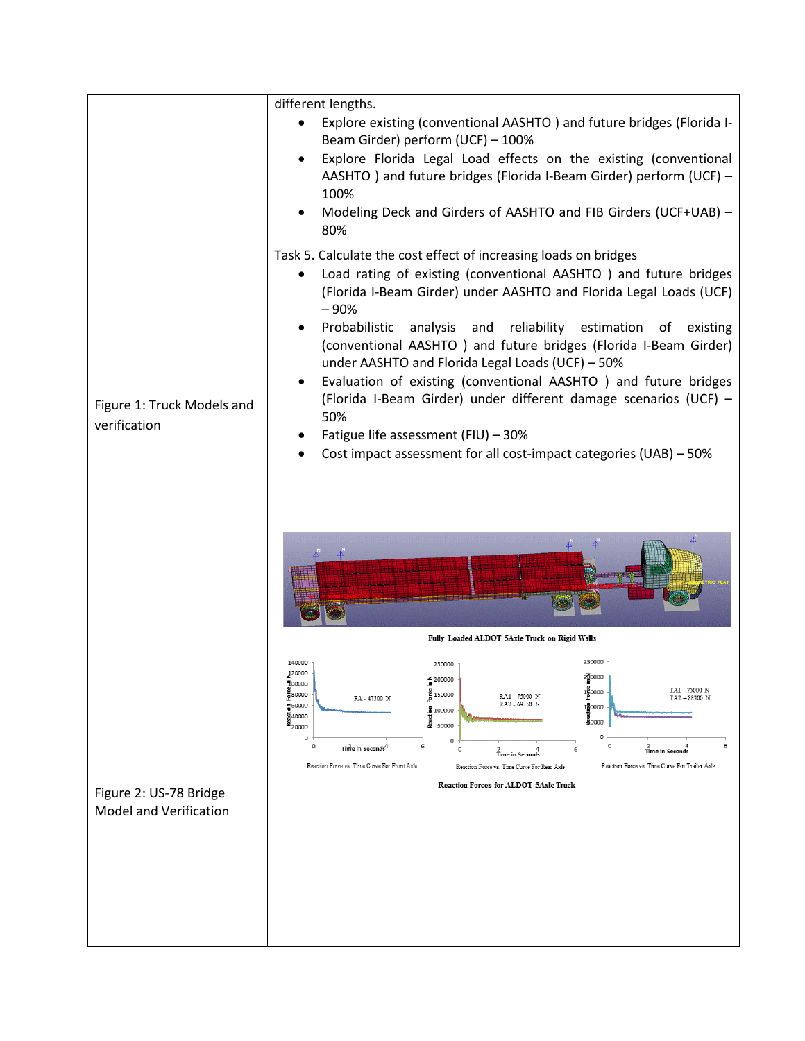different lengths.

- Explore existing (conventional AASHTO ) and future bridges (Florida I-Beam Girder) perform (UCF) – 100%
- Explore Florida Legal Load effects on the existing (conventional AASHTO ) and future bridges (Florida I-Beam Girder) perform (UCF) – 100%
- Modeling Deck and Girders of AASHTO and FIB Girders (UCF+UAB) – 80%

Task 5. Calculate the cost effect of increasing loads on bridges

- Load rating of existing (conventional AASHTO ) and future bridges (Florida I-Beam Girder) under AASHTO and Florida Legal Loads (UCF) – 90%
- Probabilistic analysis and reliability estimation of existing (conventional AASHTO ) and future bridges (Florida I-Beam Girder) under AASHTO and Florida Legal Loads (UCF) – 50%
- Evaluation of existing (conventional AASHTO ) and future bridges (Florida I-Beam Girder) under different damage scenarios (UCF) – 50%
- Fatigue life assessment (FIU) – 30%
- Cost impact assessment for all cost-impact categories (UAB) – 50%

Figure 1: Truck Models and verification

Fully Loaded ALDOT 5Axle Truck on Rigid Walls

Reaction Force vs. Time Curve For Front Axle

Reaction Force vs. Time Curve For Rear Axle

Reaction Force vs. Time Curve For Trailer Axle

Reaction Forces for ALDOT 5Axle Truck

Figure 2: US-78 Bridge Model and Verification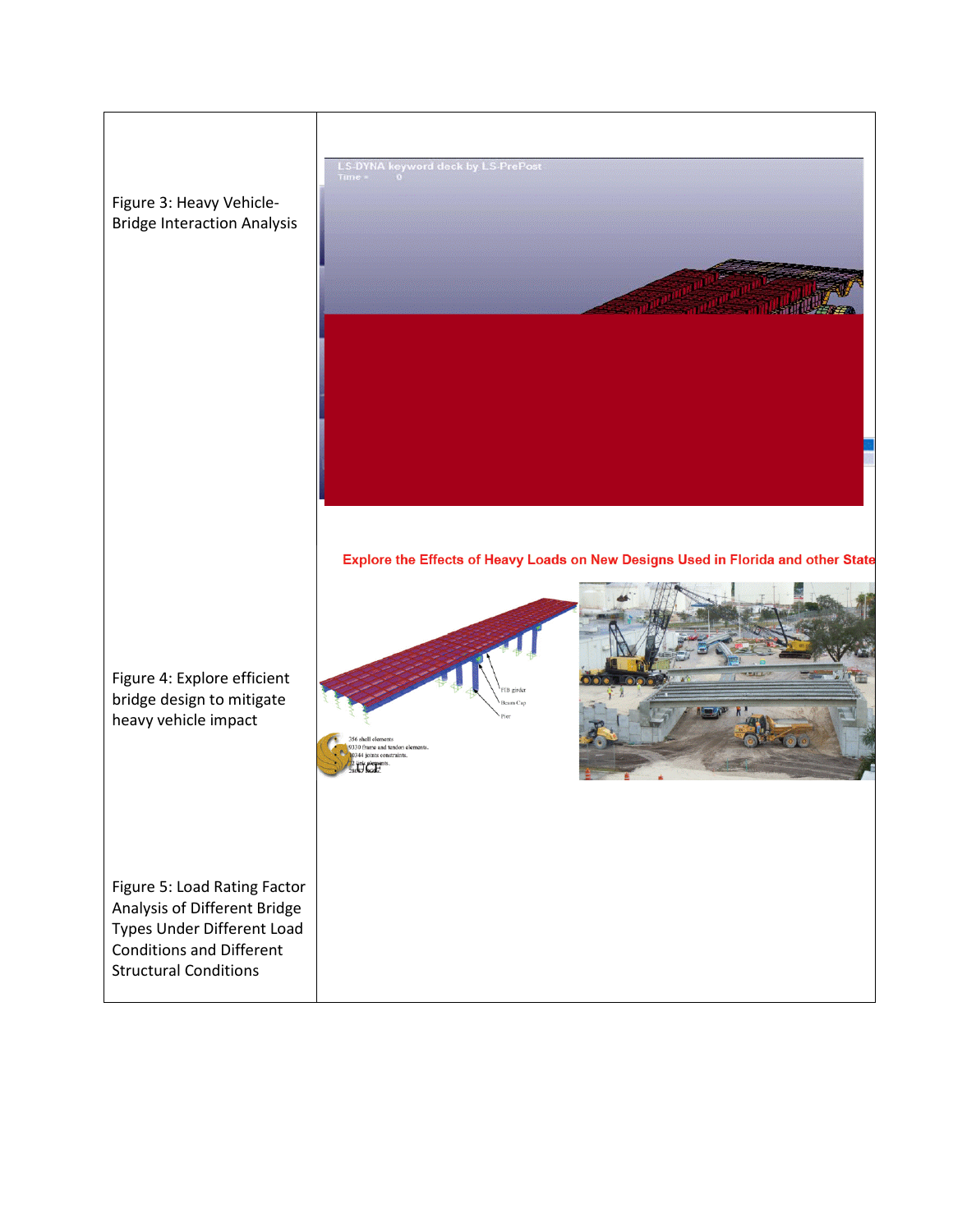| | |
|---|---|
| Figure 3: Heavy Vehicle-Bridge Interaction Analysis | |
| Figure 4: Explore efficient bridge design to mitigate heavy vehicle impact | Explore the Effects of Heavy Loads on New Designs Used in Florida and other State |
| Figure 5: Load Rating Factor Analysis of Different Bridge Types Under Different Load Conditions and Different Structural Conditions | |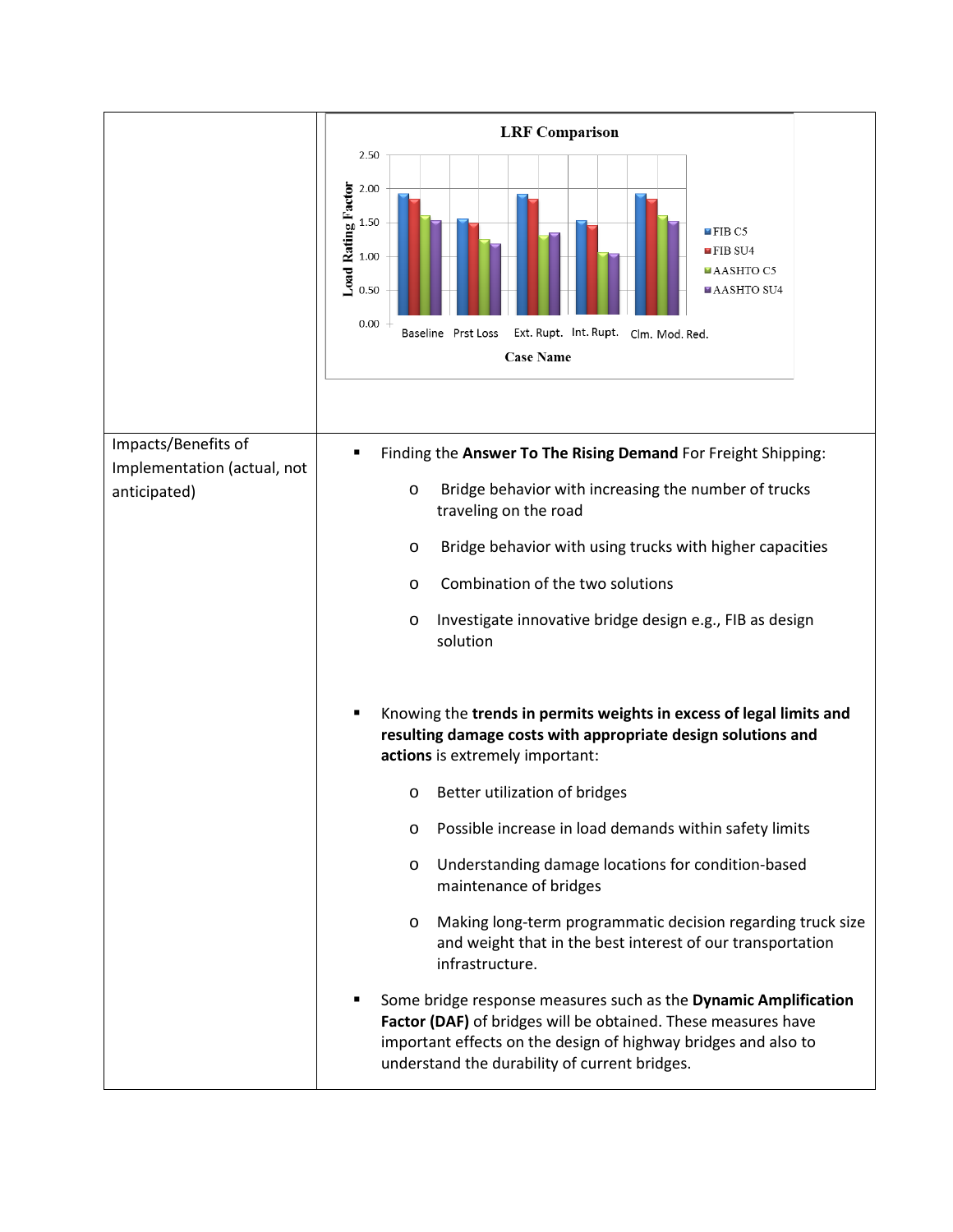**Impacts/Benefits of Implementation (actual, not anticipated)**

- Finding the **Answer To The Rising Demand** For Freight Shipping:
    - Bridge behavior with increasing the number of trucks traveling on the road
    - Bridge behavior with using trucks with higher capacities
    - Combination of the two solutions
    - Investigate innovative bridge design e.g., FIB as design solution

- Knowing the **trends in permits weights in excess of legal limits and resulting damage costs with appropriate design solutions and actions** is extremely important:
    - Better utilization of bridges
    - Possible increase in load demands within safety limits
    - Understanding damage locations for condition-based maintenance of bridges
    - Making long-term programmatic decision regarding truck size and weight that in the best interest of our transportation infrastructure.

- Some bridge response measures such as the **Dynamic Amplification Factor (DAF)** of bridges will be obtained. These measures have important effects on the design of highway bridges and also to understand the durability of current bridges.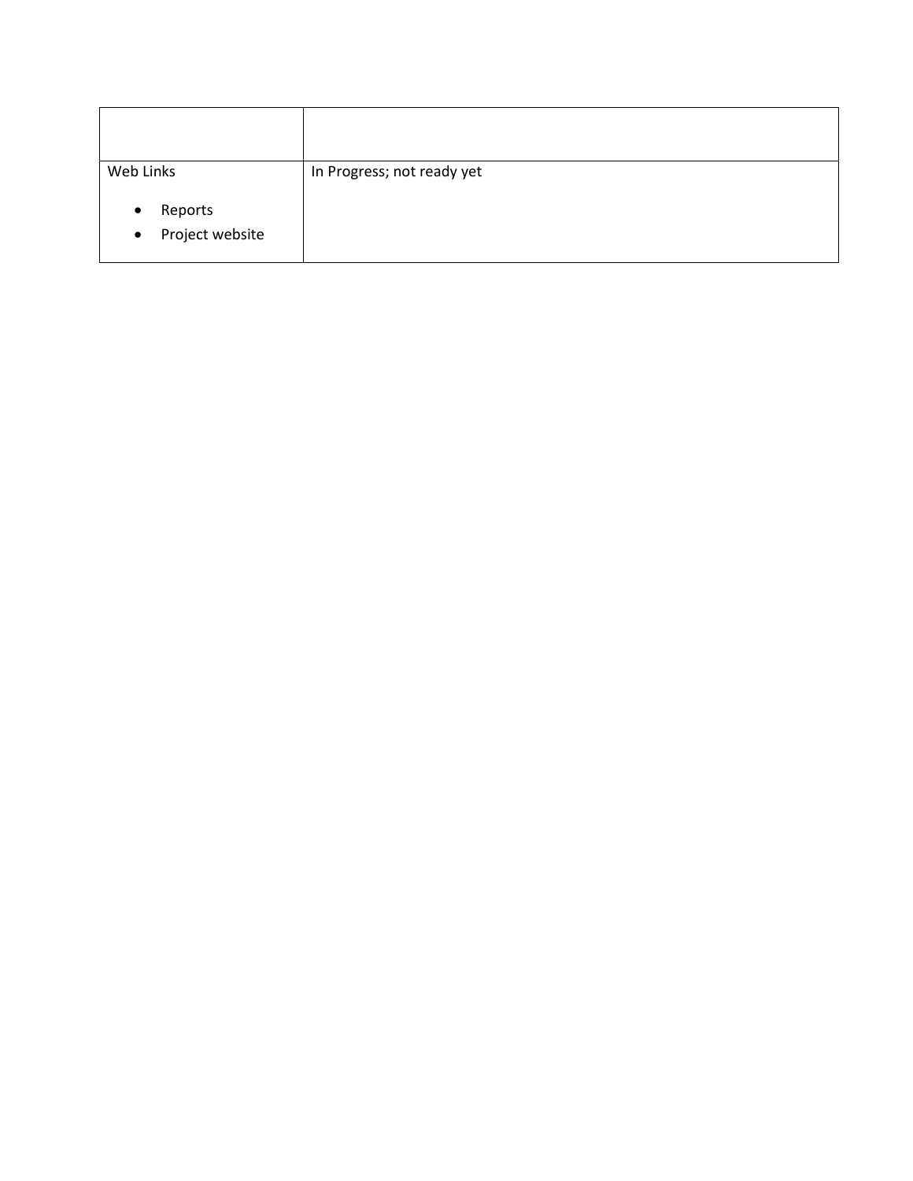| | |
|---|---|
| | |
| Web Links<br><br>• Reports<br>• Project website | In Progress; not ready yet |